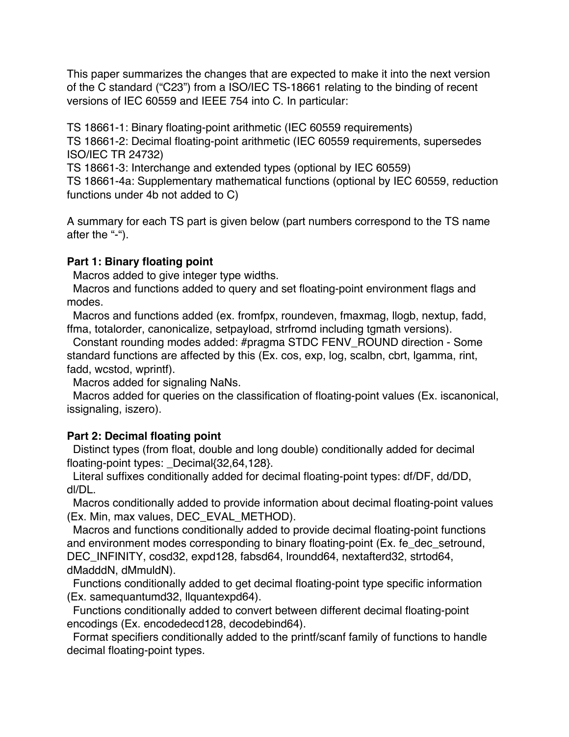This paper summarizes the changes that are expected to make it into the next version of the C standard ("C23") from a ISO/IEC TS-18661 relating to the binding of recent versions of IEC 60559 and IEEE 754 into C. In particular:

TS 18661-1: Binary floating-point arithmetic (IEC 60559 requirements)
TS 18661-2: Decimal floating-point arithmetic (IEC 60559 requirements, supersedes ISO/IEC TR 24732)
TS 18661-3: Interchange and extended types (optional by IEC 60559)
TS 18661-4a: Supplementary mathematical functions (optional by IEC 60559, reduction functions under 4b not added to C)

A summary for each TS part is given below (part numbers correspond to the TS name after the "-").

**Part 1: Binary floating point**

- Macros added to give integer type widths.
- Macros and functions added to query and set floating-point environment flags and modes.
- Macros and functions added (ex. fromfpx, roundeven, fmaxmag, llogb, nextup, fadd, ffma, totalorder, canonicalize, setpayload, strfromd including tgmath versions).
- Constant rounding modes added: #pragma STDC FENV_ROUND direction - Some standard functions are affected by this (Ex. cos, exp, log, scalbn, cbrt, lgamma, rint, fadd, wcstod, wprintf).
- Macros added for signaling NaNs.
- Macros added for queries on the classification of floating-point values (Ex. iscanonical, issignaling, iszero).

**Part 2: Decimal floating point**

- Distinct types (from float, double and long double) conditionally added for decimal floating-point types: _Decimal{32,64,128}.
- Literal suffixes conditionally added for decimal floating-point types: df/DF, dd/DD, dl/DL.
- Macros conditionally added to provide information about decimal floating-point values (Ex. Min, max values, DEC_EVAL_METHOD).
- Macros and functions conditionally added to provide decimal floating-point functions and environment modes corresponding to binary floating-point (Ex. fe_dec_setround, DEC_INFINITY, cosd32, expd128, fabsd64, lroundd64, nextafterd32, strtod64, dMadddN, dMmuldN).
- Functions conditionally added to get decimal floating-point type specific information (Ex. samequantumd32, llquantexpd64).
- Functions conditionally added to convert between different decimal floating-point encodings (Ex. encodedecd128, decodebind64).
- Format specifiers conditionally added to the printf/scanf family of functions to handle decimal floating-point types.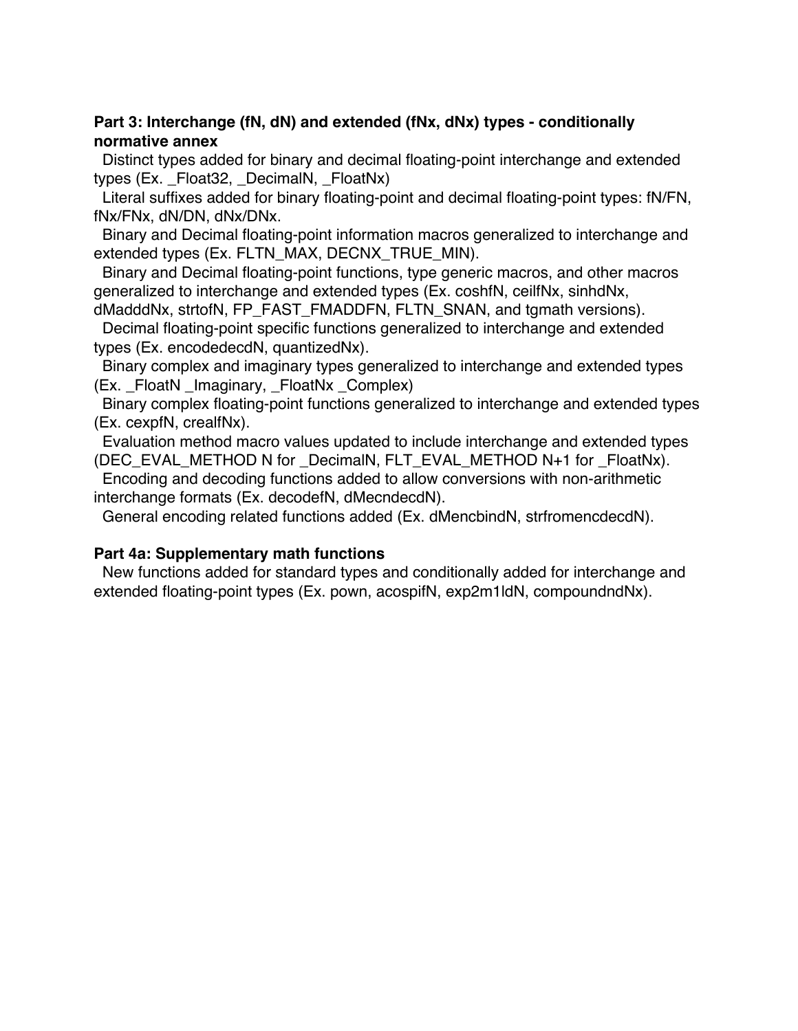**Part 3: Interchange (fN, dN) and extended (fNx, dNx) types - conditionally normative annex**

Distinct types added for binary and decimal floating-point interchange and extended types (Ex. _Float32, _DecimalN, _FloatNx)

Literal suffixes added for binary floating-point and decimal floating-point types: fN/FN, fNx/FNx, dN/DN, dNx/DNx.

Binary and Decimal floating-point information macros generalized to interchange and extended types (Ex. FLTN_MAX, DECNX_TRUE_MIN).

Binary and Decimal floating-point functions, type generic macros, and other macros generalized to interchange and extended types (Ex. coshfN, ceilfNx, sinhdNx, dMadddNx, strtofN, FP_FAST_FMADDFN, FLTN_SNAN, and tgmath versions).

Decimal floating-point specific functions generalized to interchange and extended types (Ex. encodedecdN, quantizedNx).

Binary complex and imaginary types generalized to interchange and extended types (Ex. _FloatN _Imaginary, _FloatNx _Complex)

Binary complex floating-point functions generalized to interchange and extended types (Ex. cexpfN, crealfNx).

Evaluation method macro values updated to include interchange and extended types (DEC_EVAL_METHOD N for _DecimalN, FLT_EVAL_METHOD N+1 for _FloatNx).

Encoding and decoding functions added to allow conversions with non-arithmetic interchange formats (Ex. decodefN, dMecndecdN).

General encoding related functions added (Ex. dMencbindN, strfromencdecdN).

**Part 4a: Supplementary math functions**

New functions added for standard types and conditionally added for interchange and extended floating-point types (Ex. pown, acospifN, exp2m1dN, compoundndNx).